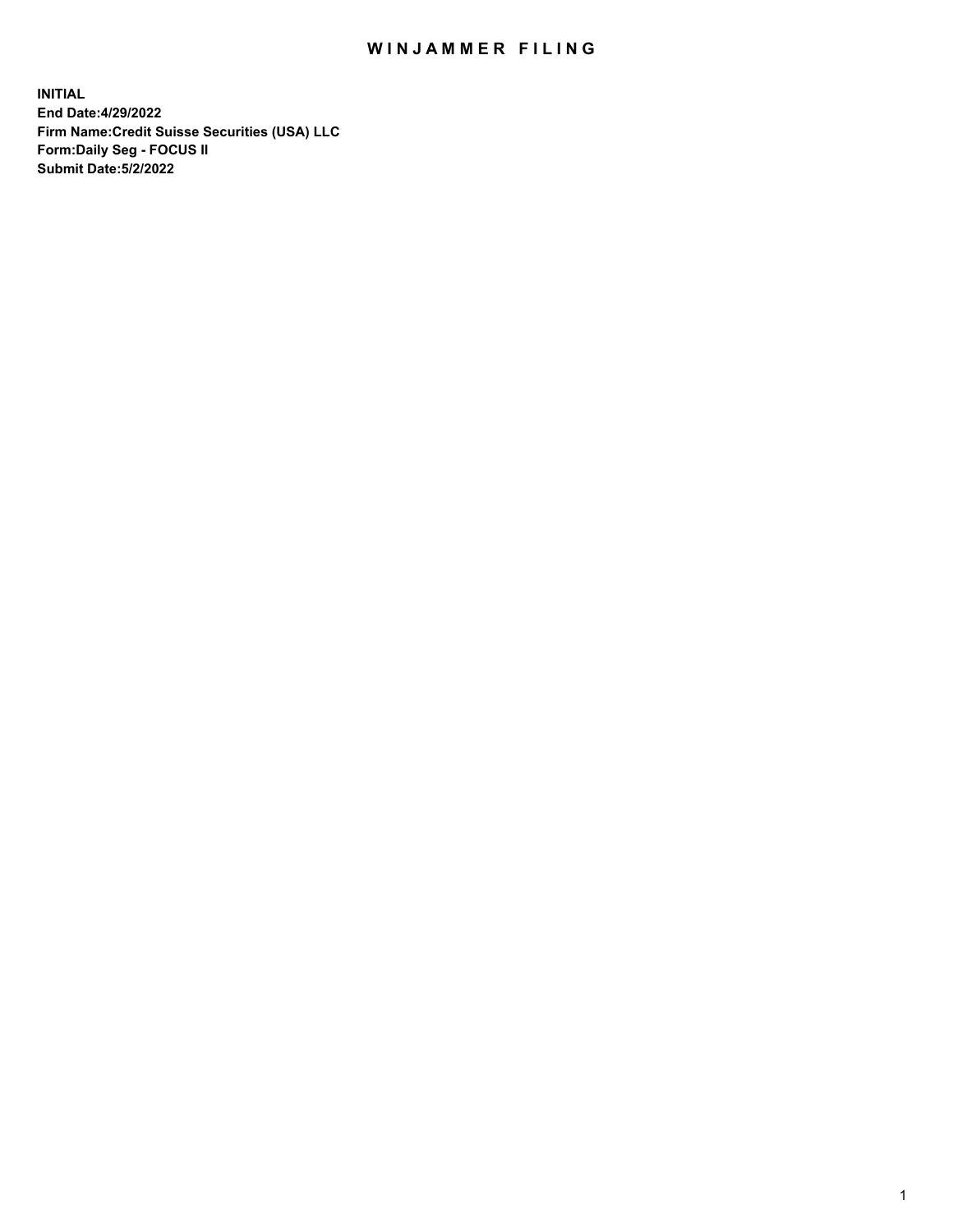# WINJAMMER FILING

**INITIAL**
**End Date:4/29/2022**
**Firm Name:Credit Suisse Securities (USA) LLC**
**Form:Daily Seg - FOCUS II**
**Submit Date:5/2/2022**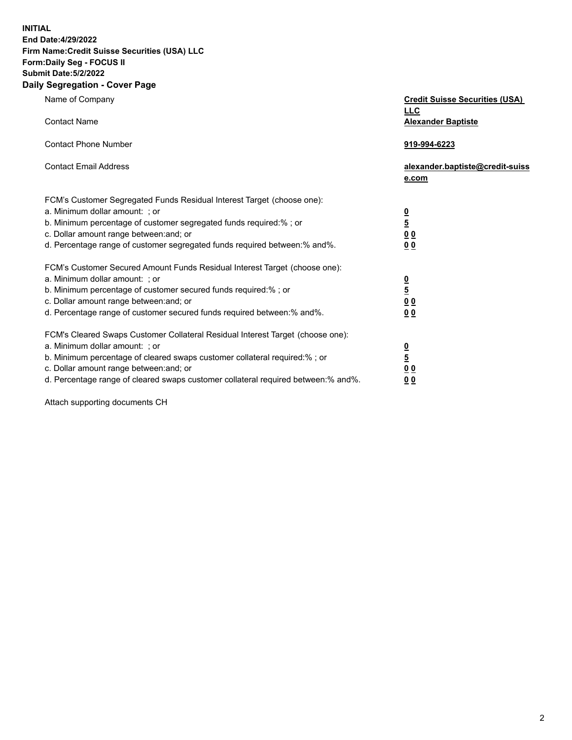**INITIAL**
**End Date:4/29/2022**
**Firm Name:Credit Suisse Securities (USA) LLC**
**Form:Daily Seg - FOCUS II**
**Submit Date:5/2/2022**

## Daily Segregation - Cover Page

| | |
|---|---|
| Name of Company | **Credit Suisse Securities (USA) LLC** |
| Contact Name | **Alexander Baptiste** |
| Contact Phone Number | **919-994-6223** |
| Contact Email Address | **alexander.baptiste@credit-suisse.com** |

FCM's Customer Segregated Funds Residual Interest Target (choose one):

| | |
|---|---|
| a. Minimum dollar amount: ; or | **0** |
| b. Minimum percentage of customer segregated funds required:% ; or | **5** |
| c. Dollar amount range between:and; or | **0 0** |
| d. Percentage range of customer segregated funds required between:% and%. | **0 0** |

FCM's Customer Secured Amount Funds Residual Interest Target (choose one):

| | |
|---|---|
| a. Minimum dollar amount: ; or | **0** |
| b. Minimum percentage of customer secured funds required:% ; or | **5** |
| c. Dollar amount range between:and; or | **0 0** |
| d. Percentage range of customer secured funds required between:% and%. | **0 0** |

FCM's Cleared Swaps Customer Collateral Residual Interest Target (choose one):

| | |
|---|---|
| a. Minimum dollar amount: ; or | **0** |
| b. Minimum percentage of cleared swaps customer collateral required:% ; or | **5** |
| c. Dollar amount range between:and; or | **0 0** |
| d. Percentage range of cleared swaps customer collateral required between:% and%. | **0 0** |

Attach supporting documents CH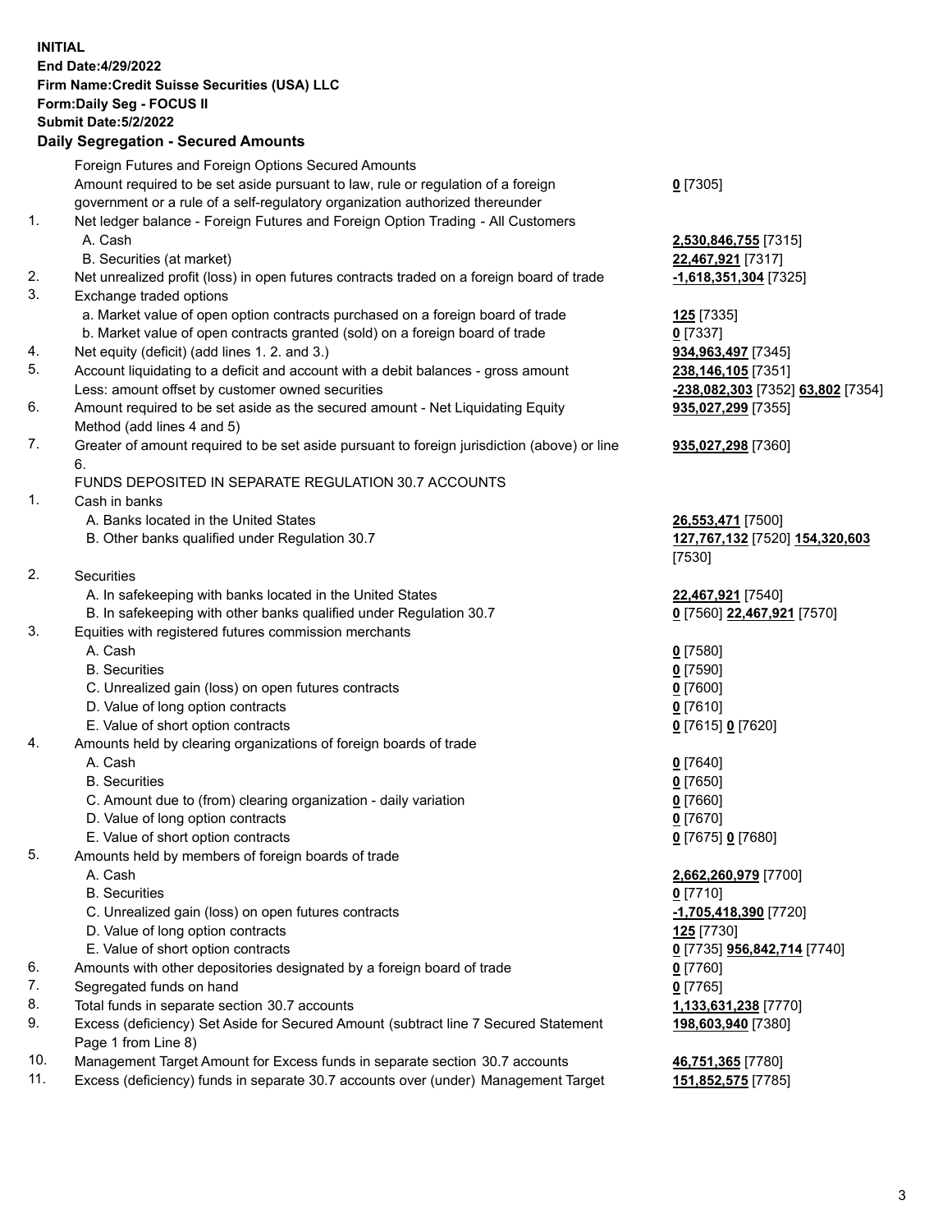**INITIAL**
**End Date:4/29/2022**
**Firm Name:Credit Suisse Securities (USA) LLC**
**Form:Daily Seg - FOCUS II**
**Submit Date:5/2/2022**

## Daily Segregation - Secured Amounts

| | | |
|---|---|---|
| | Foreign Futures and Foreign Options Secured Amounts | |
| | Amount required to be set aside pursuant to law, rule or regulation of a foreign government or a rule of a self-regulatory organization authorized thereunder | **0** [7305] |
| 1. | Net ledger balance - Foreign Futures and Foreign Option Trading - All Customers | |
| | A. Cash | **2,530,846,755** [7315] |
| | B. Securities (at market) | **22,467,921** [7317] |
| 2. | Net unrealized profit (loss) in open futures contracts traded on a foreign board of trade | **-1,618,351,304** [7325] |
| 3. | Exchange traded options | |
| | a. Market value of open option contracts purchased on a foreign board of trade | **125** [7335] |
| | b. Market value of open contracts granted (sold) on a foreign board of trade | **0** [7337] |
| 4. | Net equity (deficit) (add lines 1. 2. and 3.) | **934,963,497** [7345] |
| 5. | Account liquidating to a deficit and account with a debit balances - gross amount | **238,146,105** [7351] |
| | Less: amount offset by customer owned securities | **-238,082,303** [7352] **63,802** [7354] |
| 6. | Amount required to be set aside as the secured amount - Net Liquidating Equity Method (add lines 4 and 5) | **935,027,299** [7355] |
| 7. | Greater of amount required to be set aside pursuant to foreign jurisdiction (above) or line 6. | **935,027,298** [7360] |
| | FUNDS DEPOSITED IN SEPARATE REGULATION 30.7 ACCOUNTS | |
| 1. | Cash in banks | |
| | A. Banks located in the United States | **26,553,471** [7500] |
| | B. Other banks qualified under Regulation 30.7 | **127,767,132** [7520] **154,320,603** [7530] |
| 2. | Securities | |
| | A. In safekeeping with banks located in the United States | **22,467,921** [7540] |
| | B. In safekeeping with other banks qualified under Regulation 30.7 | **0** [7560] **22,467,921** [7570] |
| 3. | Equities with registered futures commission merchants | |
| | A. Cash | **0** [7580] |
| | B. Securities | **0** [7590] |
| | C. Unrealized gain (loss) on open futures contracts | **0** [7600] |
| | D. Value of long option contracts | **0** [7610] |
| | E. Value of short option contracts | **0** [7615] **0** [7620] |
| 4. | Amounts held by clearing organizations of foreign boards of trade | |
| | A. Cash | **0** [7640] |
| | B. Securities | **0** [7650] |
| | C. Amount due to (from) clearing organization - daily variation | **0** [7660] |
| | D. Value of long option contracts | **0** [7670] |
| | E. Value of short option contracts | **0** [7675] **0** [7680] |
| 5. | Amounts held by members of foreign boards of trade | |
| | A. Cash | **2,662,260,979** [7700] |
| | B. Securities | **0** [7710] |
| | C. Unrealized gain (loss) on open futures contracts | **-1,705,418,390** [7720] |
| | D. Value of long option contracts | **125** [7730] |
| | E. Value of short option contracts | **0** [7735] **956,842,714** [7740] |
| 6. | Amounts with other depositories designated by a foreign board of trade | **0** [7760] |
| 7. | Segregated funds on hand | **0** [7765] |
| 8. | Total funds in separate section 30.7 accounts | **1,133,631,238** [7770] |
| 9. | Excess (deficiency) Set Aside for Secured Amount (subtract line 7 Secured Statement Page 1 from Line 8) | **198,603,940** [7380] |
| 10. | Management Target Amount for Excess funds in separate section 30.7 accounts | **46,751,365** [7780] |
| 11. | Excess (deficiency) funds in separate 30.7 accounts over (under) Management Target | **151,852,575** [7785] |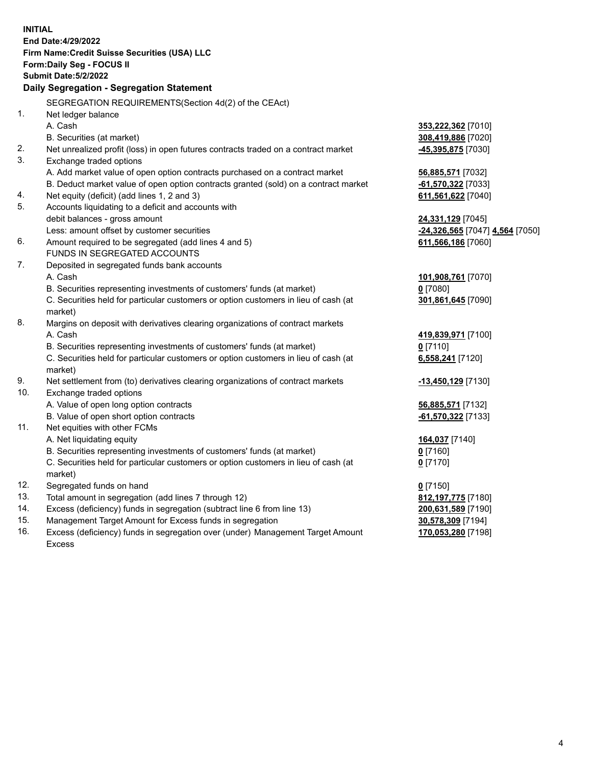**INITIAL**
**End Date:4/29/2022**
**Firm Name:Credit Suisse Securities (USA) LLC**
**Form:Daily Seg - FOCUS II**
**Submit Date:5/2/2022**

### Daily Segregation - Segregation Statement

SEGREGATION REQUIREMENTS(Section 4d(2) of the CEAct)

| | | |
|---|---|---|
| 1. | Net ledger balance | |
| | A. Cash | **353,222,362** [7010] |
| | B. Securities (at market) | **308,419,886** [7020] |
| 2. | Net unrealized profit (loss) in open futures contracts traded on a contract market | **-45,395,875** [7030] |
| 3. | Exchange traded options | |
| | A. Add market value of open option contracts purchased on a contract market | **56,885,571** [7032] |
| | B. Deduct market value of open option contracts granted (sold) on a contract market | **-61,570,322** [7033] |
| 4. | Net equity (deficit) (add lines 1, 2 and 3) | **611,561,622** [7040] |
| 5. | Accounts liquidating to a deficit and accounts with | |
| | debit balances - gross amount | **24,331,129** [7045] |
| | Less: amount offset by customer securities | **-24,326,565** [7047] **4,564** [7050] |
| 6. | Amount required to be segregated (add lines 4 and 5) | **611,566,186** [7060] |
| | FUNDS IN SEGREGATED ACCOUNTS | |
| 7. | Deposited in segregated funds bank accounts | |
| | A. Cash | **101,908,761** [7070] |
| | B. Securities representing investments of customers' funds (at market) | **0** [7080] |
| | C. Securities held for particular customers or option customers in lieu of cash (at market) | **301,861,645** [7090] |
| 8. | Margins on deposit with derivatives clearing organizations of contract markets | |
| | A. Cash | **419,839,971** [7100] |
| | B. Securities representing investments of customers' funds (at market) | **0** [7110] |
| | C. Securities held for particular customers or option customers in lieu of cash (at market) | **6,558,241** [7120] |
| 9. | Net settlement from (to) derivatives clearing organizations of contract markets | **-13,450,129** [7130] |
| 10. | Exchange traded options | |
| | A. Value of open long option contracts | **56,885,571** [7132] |
| | B. Value of open short option contracts | **-61,570,322** [7133] |
| 11. | Net equities with other FCMs | |
| | A. Net liquidating equity | **164,037** [7140] |
| | B. Securities representing investments of customers' funds (at market) | **0** [7160] |
| | C. Securities held for particular customers or option customers in lieu of cash (at market) | **0** [7170] |
| 12. | Segregated funds on hand | **0** [7150] |
| 13. | Total amount in segregation (add lines 7 through 12) | **812,197,775** [7180] |
| 14. | Excess (deficiency) funds in segregation (subtract line 6 from line 13) | **200,631,589** [7190] |
| 15. | Management Target Amount for Excess funds in segregation | **30,578,309** [7194] |
| 16. | Excess (deficiency) funds in segregation over (under) Management Target Amount Excess | **170,053,280** [7198] |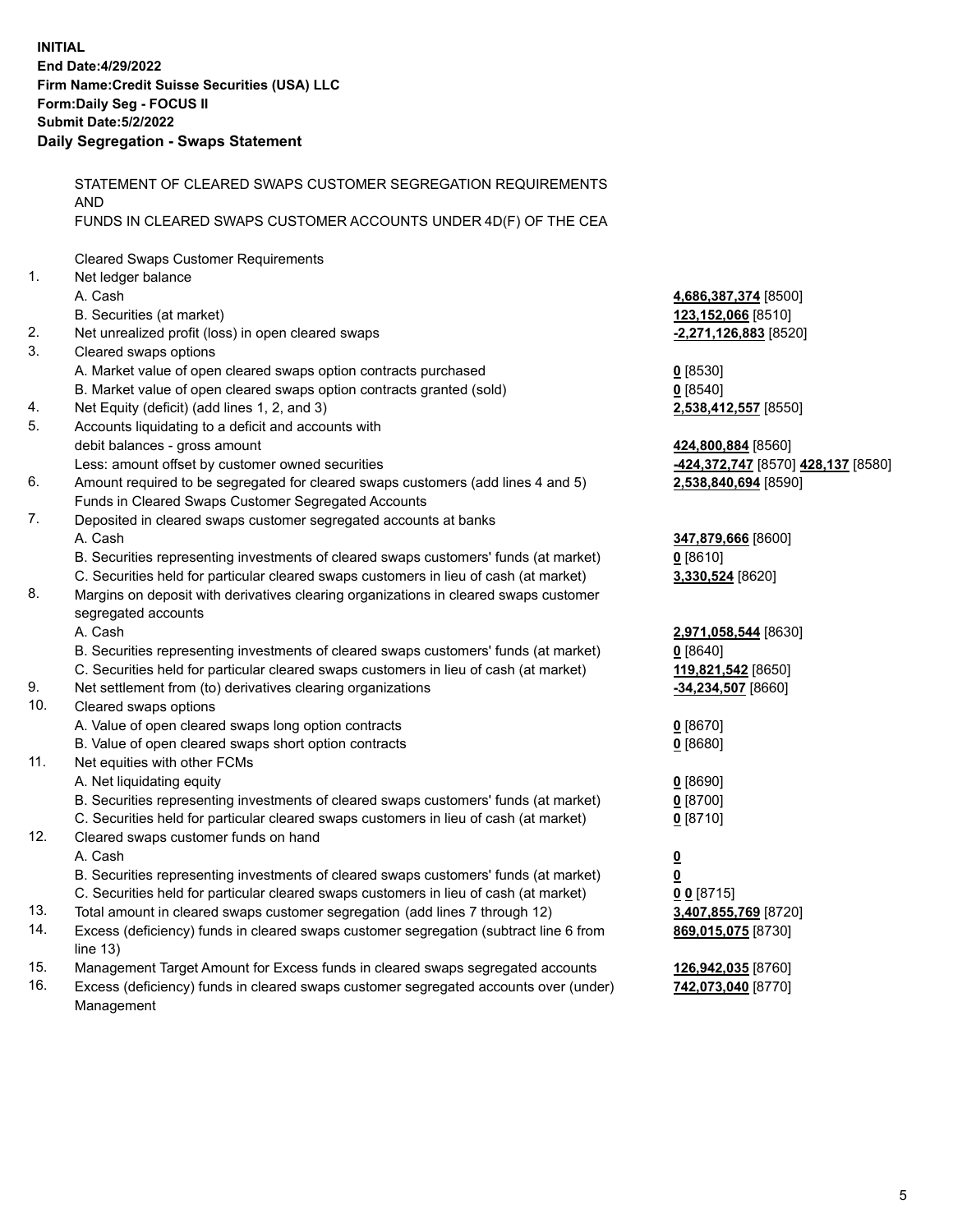**INITIAL**
**End Date:4/29/2022**
**Firm Name:Credit Suisse Securities (USA) LLC**
**Form:Daily Seg - FOCUS II**
**Submit Date:5/2/2022**
**Daily Segregation - Swaps Statement**

STATEMENT OF CLEARED SWAPS CUSTOMER SEGREGATION REQUIREMENTS AND FUNDS IN CLEARED SWAPS CUSTOMER ACCOUNTS UNDER 4D(F) OF THE CEA

| | | |
|---|---|---|
| | Cleared Swaps Customer Requirements | |
| 1. | Net ledger balance | |
| | A. Cash | **4,686,387,374** [8500] |
| | B. Securities (at market) | **123,152,066** [8510] |
| 2. | Net unrealized profit (loss) in open cleared swaps | **-2,271,126,883** [8520] |
| 3. | Cleared swaps options | |
| | A. Market value of open cleared swaps option contracts purchased | **0** [8530] |
| | B. Market value of open cleared swaps option contracts granted (sold) | **0** [8540] |
| 4. | Net Equity (deficit) (add lines 1, 2, and 3) | **2,538,412,557** [8550] |
| 5. | Accounts liquidating to a deficit and accounts with debit balances - gross amount | **424,800,884** [8560] |
| | Less: amount offset by customer owned securities | **-424,372,747** [8570] **428,137** [8580] |
| 6. | Amount required to be segregated for cleared swaps customers (add lines 4 and 5) | **2,538,840,694** [8590] |
| | Funds in Cleared Swaps Customer Segregated Accounts | |
| 7. | Deposited in cleared swaps customer segregated accounts at banks | |
| | A. Cash | **347,879,666** [8600] |
| | B. Securities representing investments of cleared swaps customers' funds (at market) | **0** [8610] |
| | C. Securities held for particular cleared swaps customers in lieu of cash (at market) | **3,330,524** [8620] |
| 8. | Margins on deposit with derivatives clearing organizations in cleared swaps customer segregated accounts | |
| | A. Cash | **2,971,058,544** [8630] |
| | B. Securities representing investments of cleared swaps customers' funds (at market) | **0** [8640] |
| | C. Securities held for particular cleared swaps customers in lieu of cash (at market) | **119,821,542** [8650] |
| 9. | Net settlement from (to) derivatives clearing organizations | **-34,234,507** [8660] |
| 10. | Cleared swaps options | |
| | A. Value of open cleared swaps long option contracts | **0** [8670] |
| | B. Value of open cleared swaps short option contracts | **0** [8680] |
| 11. | Net equities with other FCMs | |
| | A. Net liquidating equity | **0** [8690] |
| | B. Securities representing investments of cleared swaps customers' funds (at market) | **0** [8700] |
| | C. Securities held for particular cleared swaps customers in lieu of cash (at market) | **0** [8710] |
| 12. | Cleared swaps customer funds on hand | |
| | A. Cash | **0** |
| | B. Securities representing investments of cleared swaps customers' funds (at market) | **0** |
| | C. Securities held for particular cleared swaps customers in lieu of cash (at market) | **0** **0** [8715] |
| 13. | Total amount in cleared swaps customer segregation (add lines 7 through 12) | **3,407,855,769** [8720] |
| 14. | Excess (deficiency) funds in cleared swaps customer segregation (subtract line 6 from line 13) | **869,015,075** [8730] |
| 15. | Management Target Amount for Excess funds in cleared swaps segregated accounts | **126,942,035** [8760] |
| 16. | Excess (deficiency) funds in cleared swaps customer segregated accounts over (under) Management | **742,073,040** [8770] |